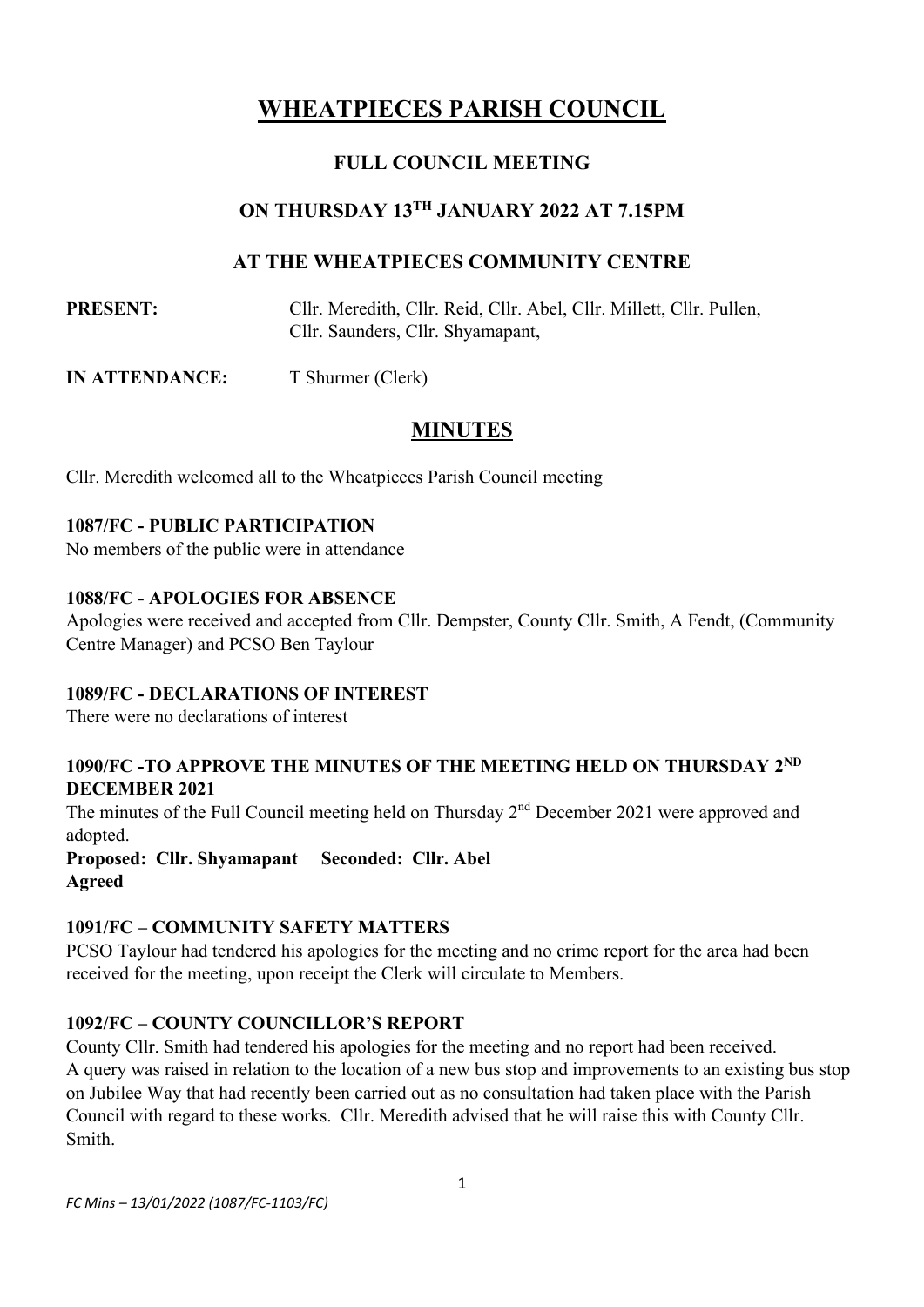# WHEATPIECES PARISH COUNCIL

## FULL COUNCIL MEETING

## ON THURSDAY 13TH JANUARY 2022 AT 7.15PM

## AT THE WHEATPIECES COMMUNITY CENTRE

**PRESENT:** Cllr. Meredith, Cllr. Reid, Cllr. Abel, Cllr. Millett, Cllr. Pullen, Cllr. Saunders, Cllr. Shyamapant,

**IN ATTENDANCE:** T Shurmer (Clerk)

## MINUTES

Cllr. Meredith welcomed all to the Wheatpieces Parish Council meeting

**1087/FC - PUBLIC PARTICIPATION**

No members of the public were in attendance

**1088/FC - APOLOGIES FOR ABSENCE**

Apologies were received and accepted from Cllr. Dempster, County Cllr. Smith, A Fendt, (Community Centre Manager) and PCSO Ben Taylour

**1089/FC - DECLARATIONS OF INTEREST**

There were no declarations of interest

**1090/FC -TO APPROVE THE MINUTES OF THE MEETING HELD ON THURSDAY 2ND DECEMBER 2021**

The minutes of the Full Council meeting held on Thursday 2nd December 2021 were approved and adopted.

**Proposed: Cllr. Shyamapant Seconded: Cllr. Abel**
**Agreed**

**1091/FC – COMMUNITY SAFETY MATTERS**

PCSO Taylour had tendered his apologies for the meeting and no crime report for the area had been received for the meeting, upon receipt the Clerk will circulate to Members.

**1092/FC – COUNTY COUNCILLOR'S REPORT**

County Cllr. Smith had tendered his apologies for the meeting and no report had been received.
A query was raised in relation to the location of a new bus stop and improvements to an existing bus stop on Jubilee Way that had recently been carried out as no consultation had taken place with the Parish Council with regard to these works. Cllr. Meredith advised that he will raise this with County Cllr. Smith.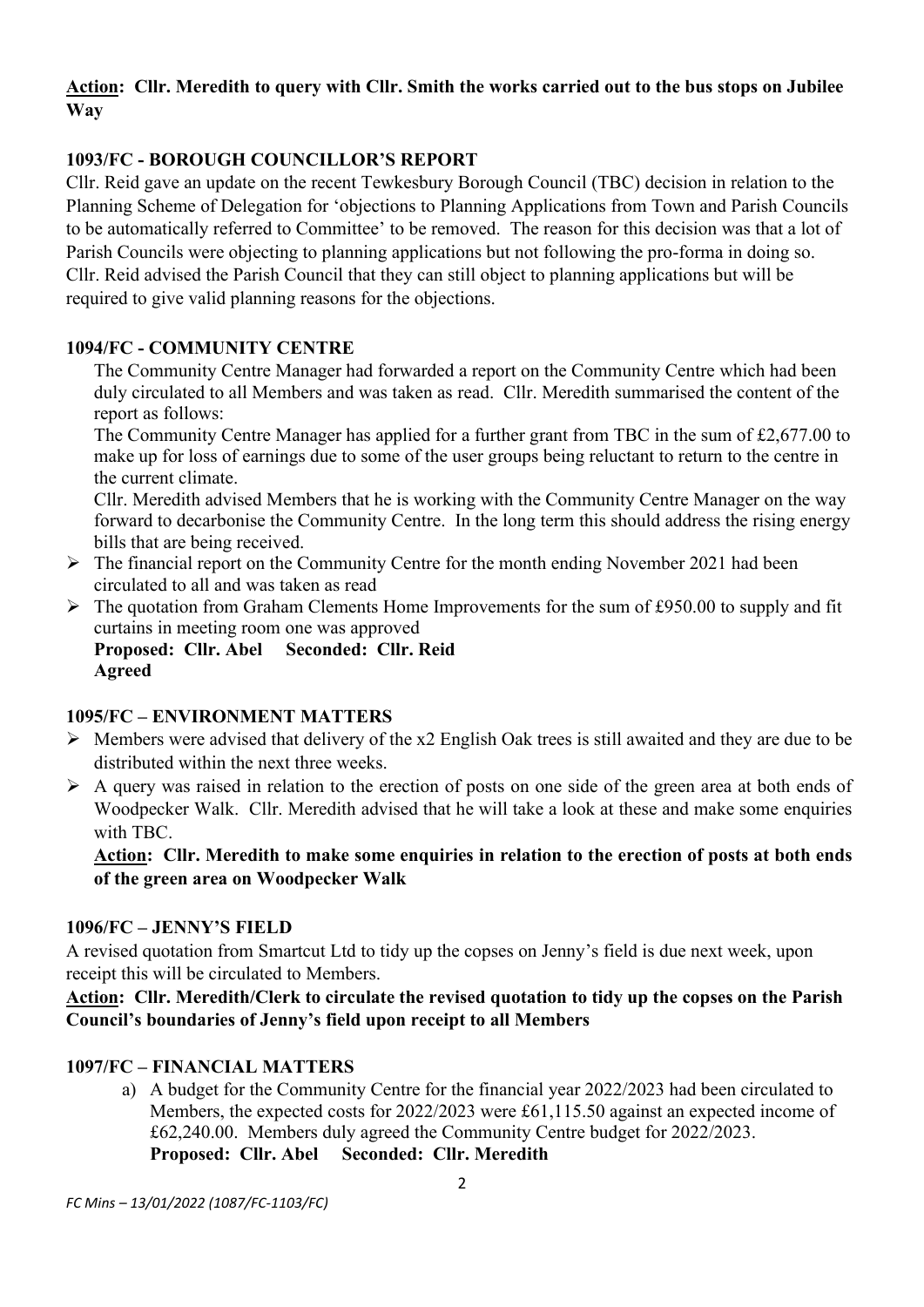**<u>Action</u>: Cllr. Meredith to query with Cllr. Smith the works carried out to the bus stops on Jubilee Way**

### 1093/FC - BOROUGH COUNCILLOR'S REPORT

Cllr. Reid gave an update on the recent Tewkesbury Borough Council (TBC) decision in relation to the Planning Scheme of Delegation for 'objections to Planning Applications from Town and Parish Councils to be automatically referred to Committee' to be removed. The reason for this decision was that a lot of Parish Councils were objecting to planning applications but not following the pro-forma in doing so. Cllr. Reid advised the Parish Council that they can still object to planning applications but will be required to give valid planning reasons for the objections.

### 1094/FC - COMMUNITY CENTRE

The Community Centre Manager had forwarded a report on the Community Centre which had been duly circulated to all Members and was taken as read. Cllr. Meredith summarised the content of the report as follows:

The Community Centre Manager has applied for a further grant from TBC in the sum of £2,677.00 to make up for loss of earnings due to some of the user groups being reluctant to return to the centre in the current climate.

Cllr. Meredith advised Members that he is working with the Community Centre Manager on the way forward to decarbonise the Community Centre. In the long term this should address the rising energy bills that are being received.

- The financial report on the Community Centre for the month ending November 2021 had been circulated to all and was taken as read
- The quotation from Graham Clements Home Improvements for the sum of £950.00 to supply and fit curtains in meeting room one was approved

  **Proposed: Cllr. Abel Seconded: Cllr. Reid**
  **Agreed**

### 1095/FC – ENVIRONMENT MATTERS

- Members were advised that delivery of the x2 English Oak trees is still awaited and they are due to be distributed within the next three weeks.
- A query was raised in relation to the erection of posts on one side of the green area at both ends of Woodpecker Walk. Cllr. Meredith advised that he will take a look at these and make some enquiries with TBC.

**<u>Action</u>: Cllr. Meredith to make some enquiries in relation to the erection of posts at both ends of the green area on Woodpecker Walk**

### 1096/FC – JENNY'S FIELD

A revised quotation from Smartcut Ltd to tidy up the copses on Jenny's field is due next week, upon receipt this will be circulated to Members.

**<u>Action</u>: Cllr. Meredith/Clerk to circulate the revised quotation to tidy up the copses on the Parish Council's boundaries of Jenny's field upon receipt to all Members**

### 1097/FC – FINANCIAL MATTERS

a) A budget for the Community Centre for the financial year 2022/2023 had been circulated to Members, the expected costs for 2022/2023 were £61,115.50 against an expected income of £62,240.00. Members duly agreed the Community Centre budget for 2022/2023.
   **Proposed: Cllr. Abel Seconded: Cllr. Meredith**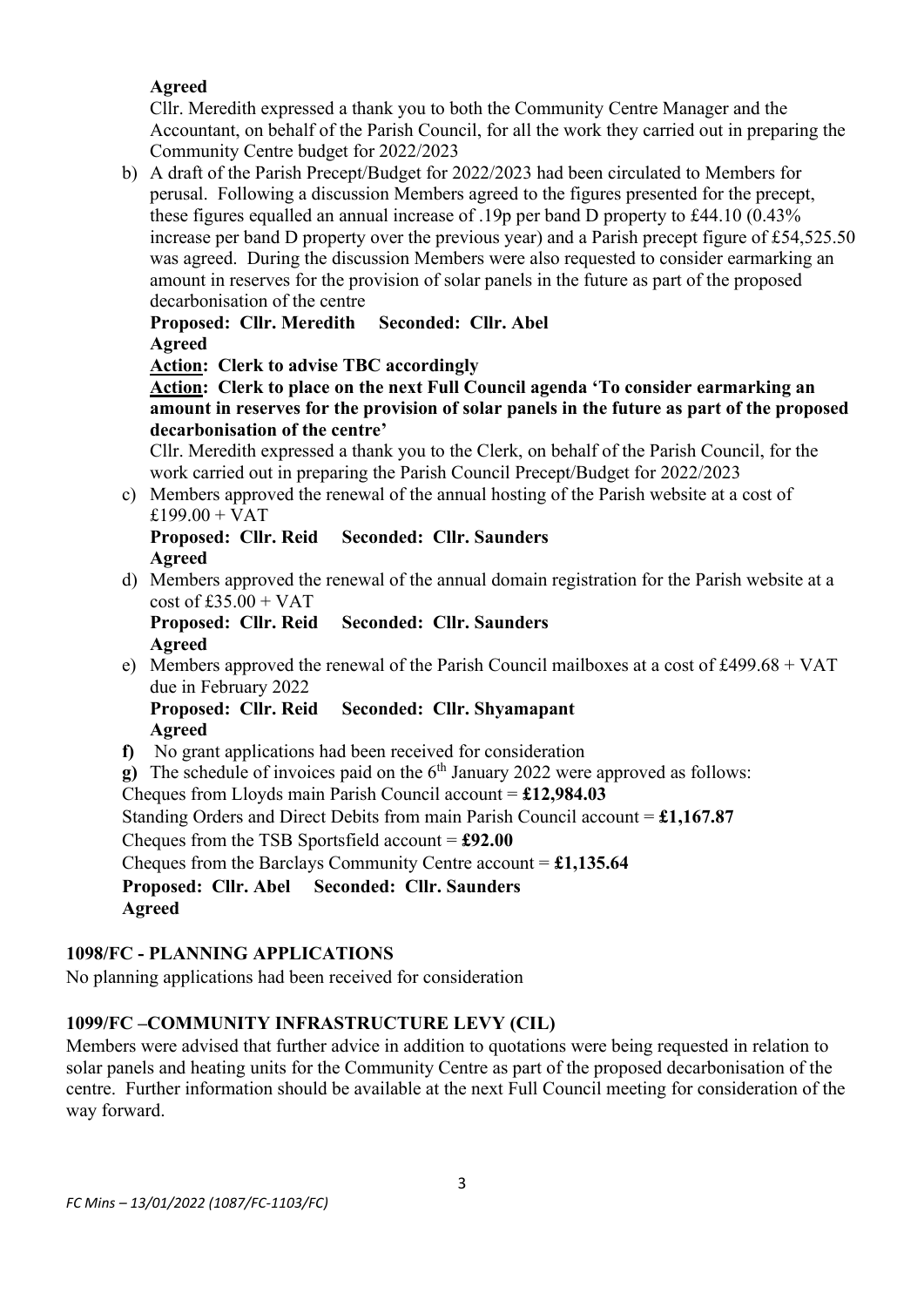**Agreed**

Cllr. Meredith expressed a thank you to both the Community Centre Manager and the Accountant, on behalf of the Parish Council, for all the work they carried out in preparing the Community Centre budget for 2022/2023

b) A draft of the Parish Precept/Budget for 2022/2023 had been circulated to Members for perusal. Following a discussion Members agreed to the figures presented for the precept, these figures equalled an annual increase of .19p per band D property to £44.10 (0.43% increase per band D property over the previous year) and a Parish precept figure of £54,525.50 was agreed. During the discussion Members were also requested to consider earmarking an amount in reserves for the provision of solar panels in the future as part of the proposed decarbonisation of the centre

**Proposed: Cllr. Meredith Seconded: Cllr. Abel**
**Agreed**
**Action: Clerk to advise TBC accordingly**
**Action: Clerk to place on the next Full Council agenda 'To consider earmarking an amount in reserves for the provision of solar panels in the future as part of the proposed decarbonisation of the centre'**

Cllr. Meredith expressed a thank you to the Clerk, on behalf of the Parish Council, for the work carried out in preparing the Parish Council Precept/Budget for 2022/2023

c) Members approved the renewal of the annual hosting of the Parish website at a cost of £199.00 + VAT
**Proposed: Cllr. Reid Seconded: Cllr. Saunders**
**Agreed**

d) Members approved the renewal of the annual domain registration for the Parish website at a cost of £35.00 + VAT
**Proposed: Cllr. Reid Seconded: Cllr. Saunders**
**Agreed**

e) Members approved the renewal of the Parish Council mailboxes at a cost of £499.68 + VAT due in February 2022
**Proposed: Cllr. Reid Seconded: Cllr. Shyamapant**
**Agreed**

**f)** No grant applications had been received for consideration

**g)** The schedule of invoices paid on the 6th January 2022 were approved as follows:

Cheques from Lloyds main Parish Council account = **£12,984.03**
Standing Orders and Direct Debits from main Parish Council account = **£1,167.87**
Cheques from the TSB Sportsfield account = **£92.00**
Cheques from the Barclays Community Centre account = **£1,135.64**
**Proposed: Cllr. Abel Seconded: Cllr. Saunders**
**Agreed**

## 1098/FC - PLANNING APPLICATIONS

No planning applications had been received for consideration

## 1099/FC –COMMUNITY INFRASTRUCTURE LEVY (CIL)

Members were advised that further advice in addition to quotations were being requested in relation to solar panels and heating units for the Community Centre as part of the proposed decarbonisation of the centre. Further information should be available at the next Full Council meeting for consideration of the way forward.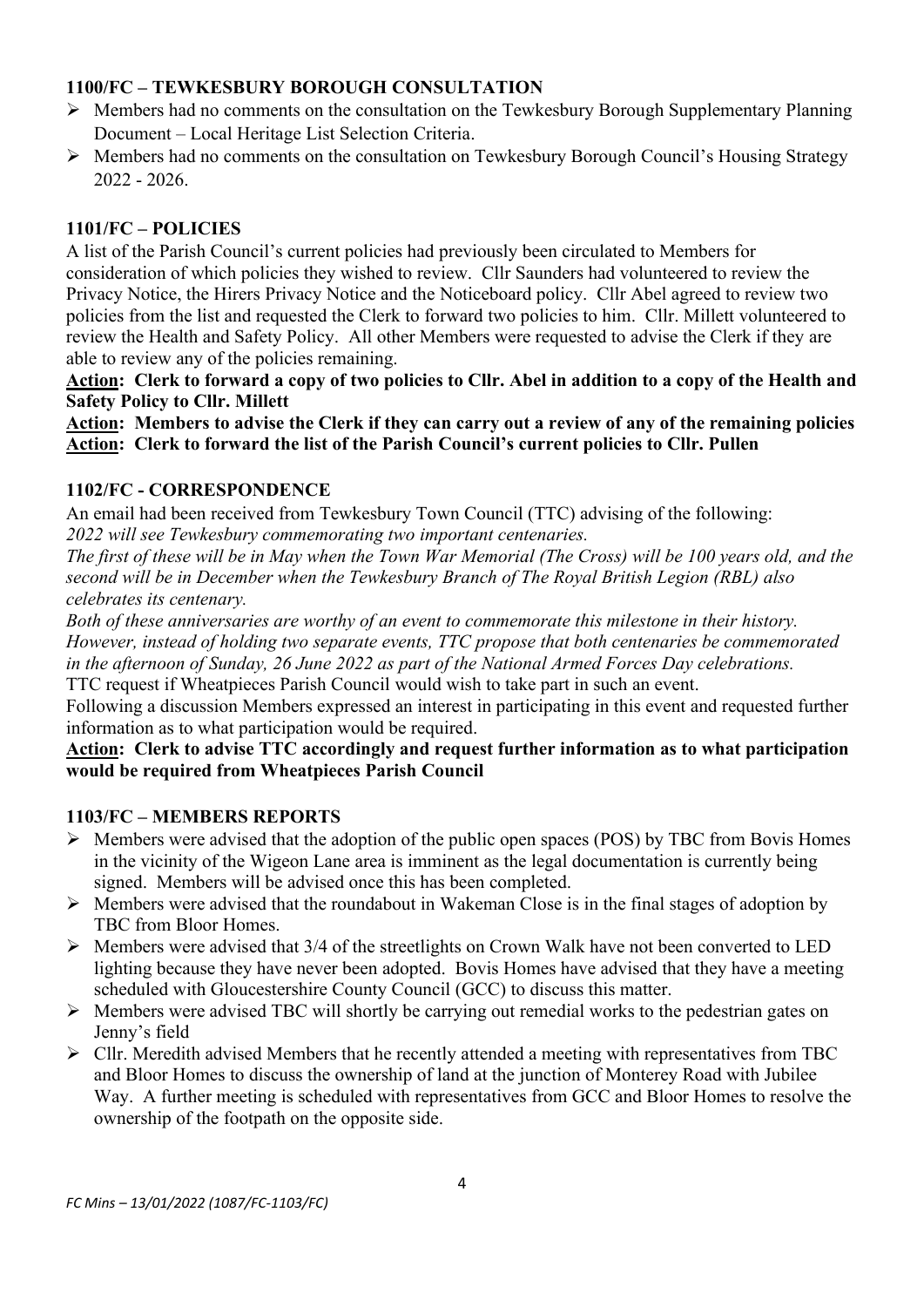### 1100/FC – TEWKESBURY BOROUGH CONSULTATION

- Members had no comments on the consultation on the Tewkesbury Borough Supplementary Planning Document – Local Heritage List Selection Criteria.
- Members had no comments on the consultation on Tewkesbury Borough Council's Housing Strategy 2022 - 2026.

### 1101/FC – POLICIES

A list of the Parish Council's current policies had previously been circulated to Members for consideration of which policies they wished to review. Cllr Saunders had volunteered to review the Privacy Notice, the Hirers Privacy Notice and the Noticeboard policy. Cllr Abel agreed to review two policies from the list and requested the Clerk to forward two policies to him. Cllr. Millett volunteered to review the Health and Safety Policy. All other Members were requested to advise the Clerk if they are able to review any of the policies remaining.

**Action: Clerk to forward a copy of two policies to Cllr. Abel in addition to a copy of the Health and Safety Policy to Cllr. Millett**

**Action: Members to advise the Clerk if they can carry out a review of any of the remaining policies**

**Action: Clerk to forward the list of the Parish Council's current policies to Cllr. Pullen**

### 1102/FC - CORRESPONDENCE

An email had been received from Tewkesbury Town Council (TTC) advising of the following:

*2022 will see Tewkesbury commemorating two important centenaries.*

*The first of these will be in May when the Town War Memorial (The Cross) will be 100 years old, and the second will be in December when the Tewkesbury Branch of The Royal British Legion (RBL) also celebrates its centenary.*

*Both of these anniversaries are worthy of an event to commemorate this milestone in their history. However, instead of holding two separate events, TTC propose that both centenaries be commemorated in the afternoon of Sunday, 26 June 2022 as part of the National Armed Forces Day celebrations.*

TTC request if Wheatpieces Parish Council would wish to take part in such an event.

Following a discussion Members expressed an interest in participating in this event and requested further information as to what participation would be required.

**Action: Clerk to advise TTC accordingly and request further information as to what participation would be required from Wheatpieces Parish Council**

### 1103/FC – MEMBERS REPORTS

- Members were advised that the adoption of the public open spaces (POS) by TBC from Bovis Homes in the vicinity of the Wigeon Lane area is imminent as the legal documentation is currently being signed. Members will be advised once this has been completed.
- Members were advised that the roundabout in Wakeman Close is in the final stages of adoption by TBC from Bloor Homes.
- Members were advised that 3/4 of the streetlights on Crown Walk have not been converted to LED lighting because they have never been adopted. Bovis Homes have advised that they have a meeting scheduled with Gloucestershire County Council (GCC) to discuss this matter.
- Members were advised TBC will shortly be carrying out remedial works to the pedestrian gates on Jenny's field
- Cllr. Meredith advised Members that he recently attended a meeting with representatives from TBC and Bloor Homes to discuss the ownership of land at the junction of Monterey Road with Jubilee Way. A further meeting is scheduled with representatives from GCC and Bloor Homes to resolve the ownership of the footpath on the opposite side.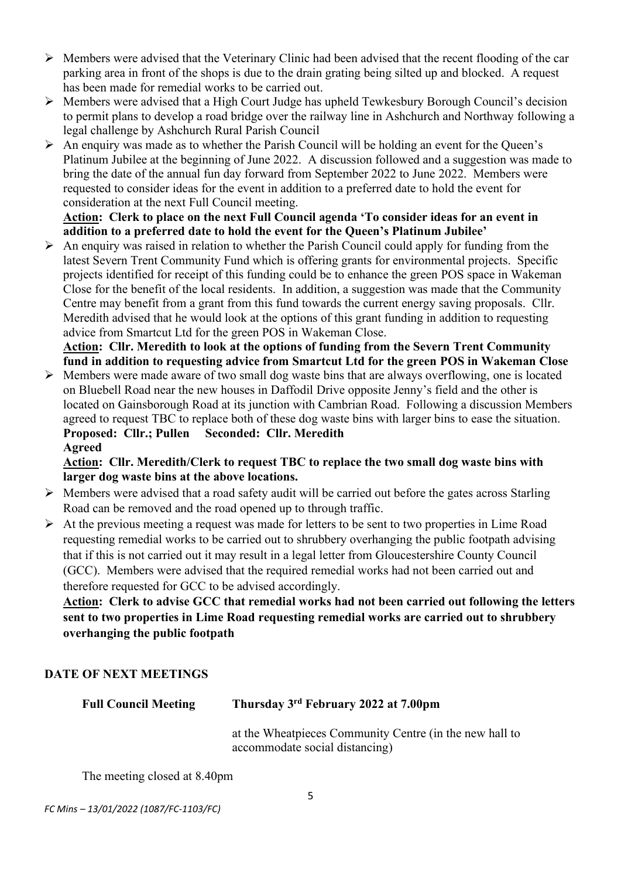- Members were advised that the Veterinary Clinic had been advised that the recent flooding of the car parking area in front of the shops is due to the drain grating being silted up and blocked. A request has been made for remedial works to be carried out.
- Members were advised that a High Court Judge has upheld Tewkesbury Borough Council's decision to permit plans to develop a road bridge over the railway line in Ashchurch and Northway following a legal challenge by Ashchurch Rural Parish Council
- An enquiry was made as to whether the Parish Council will be holding an event for the Queen's Platinum Jubilee at the beginning of June 2022. A discussion followed and a suggestion was made to bring the date of the annual fun day forward from September 2022 to June 2022. Members were requested to consider ideas for the event in addition to a preferred date to hold the event for consideration at the next Full Council meeting.

  **<u>Action</u>: Clerk to place on the next Full Council agenda 'To consider ideas for an event in addition to a preferred date to hold the event for the Queen's Platinum Jubilee'**
- An enquiry was raised in relation to whether the Parish Council could apply for funding from the latest Severn Trent Community Fund which is offering grants for environmental projects. Specific projects identified for receipt of this funding could be to enhance the green POS space in Wakeman Close for the benefit of the local residents. In addition, a suggestion was made that the Community Centre may benefit from a grant from this fund towards the current energy saving proposals. Cllr. Meredith advised that he would look at the options of this grant funding in addition to requesting advice from Smartcut Ltd for the green POS in Wakeman Close.

  **<u>Action</u>: Cllr. Meredith to look at the options of funding from the Severn Trent Community fund in addition to requesting advice from Smartcut Ltd for the green POS in Wakeman Close**
- Members were made aware of two small dog waste bins that are always overflowing, one is located on Bluebell Road near the new houses in Daffodil Drive opposite Jenny's field and the other is located on Gainsborough Road at its junction with Cambrian Road. Following a discussion Members agreed to request TBC to replace both of these dog waste bins with larger bins to ease the situation.

  **Proposed: Cllr.; Pullen Seconded: Cllr. Meredith**
  **Agreed**

  **<u>Action</u>: Cllr. Meredith/Clerk to request TBC to replace the two small dog waste bins with larger dog waste bins at the above locations.**
- Members were advised that a road safety audit will be carried out before the gates across Starling Road can be removed and the road opened up to through traffic.
- At the previous meeting a request was made for letters to be sent to two properties in Lime Road requesting remedial works to be carried out to shrubbery overhanging the public footpath advising that if this is not carried out it may result in a legal letter from Gloucestershire County Council (GCC). Members were advised that the required remedial works had not been carried out and therefore requested for GCC to be advised accordingly.

  **<u>Action</u>: Clerk to advise GCC that remedial works had not been carried out following the letters sent to two properties in Lime Road requesting remedial works are carried out to shrubbery overhanging the public footpath**

## DATE OF NEXT MEETINGS

**Full Council Meeting** **Thursday 3rd February 2022 at 7.00pm**

at the Wheatpieces Community Centre (in the new hall to accommodate social distancing)

The meeting closed at 8.40pm

*FC Mins – 13/01/2022 (1087/FC-1103/FC)*